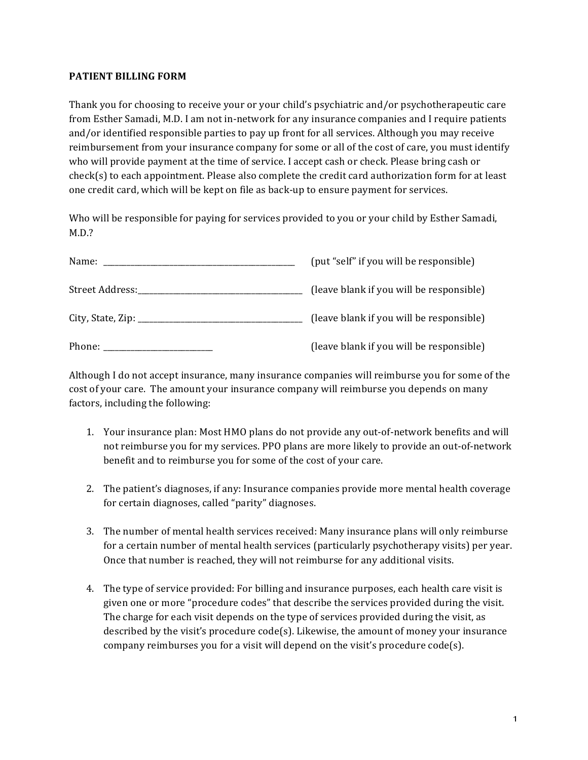# PATIENT BILLING FORM

Thank you for choosing to receive your or your child's psychiatric and/or psychotherapeutic care from Esther Samadi, M.D. I am not in-network for any insurance companies and I require patients and/or identified responsible parties to pay up front for all services. Although you may receive reimbursement from your insurance company for some or all of the cost of care, you must identify who will provide payment at the time of service. I accept cash or check. Please bring cash or check(s) to each appointment. Please also complete the credit card authorization form for at least one credit card, which will be kept on file as back-up to ensure payment for services.

Who will be responsible for paying for services provided to you or your child by Esther Samadi, M.D.?

Name: ______________________________ (put "self" if you will be responsible)

Street Address: ______________________________ (leave blank if you will be responsible)

City, State, Zip: ______________________________ (leave blank if you will be responsible)

Phone: __________________ (leave blank if you will be responsible)

Although I do not accept insurance, many insurance companies will reimburse you for some of the cost of your care. The amount your insurance company will reimburse you depends on many factors, including the following:

1. Your insurance plan: Most HMO plans do not provide any out-of-network benefits and will not reimburse you for my services. PPO plans are more likely to provide an out-of-network benefit and to reimburse you for some of the cost of your care.

2. The patient's diagnoses, if any: Insurance companies provide more mental health coverage for certain diagnoses, called "parity" diagnoses.

3. The number of mental health services received: Many insurance plans will only reimburse for a certain number of mental health services (particularly psychotherapy visits) per year. Once that number is reached, they will not reimburse for any additional visits.

4. The type of service provided: For billing and insurance purposes, each health care visit is given one or more "procedure codes" that describe the services provided during the visit. The charge for each visit depends on the type of services provided during the visit, as described by the visit's procedure code(s). Likewise, the amount of money your insurance company reimburses you for a visit will depend on the visit's procedure code(s).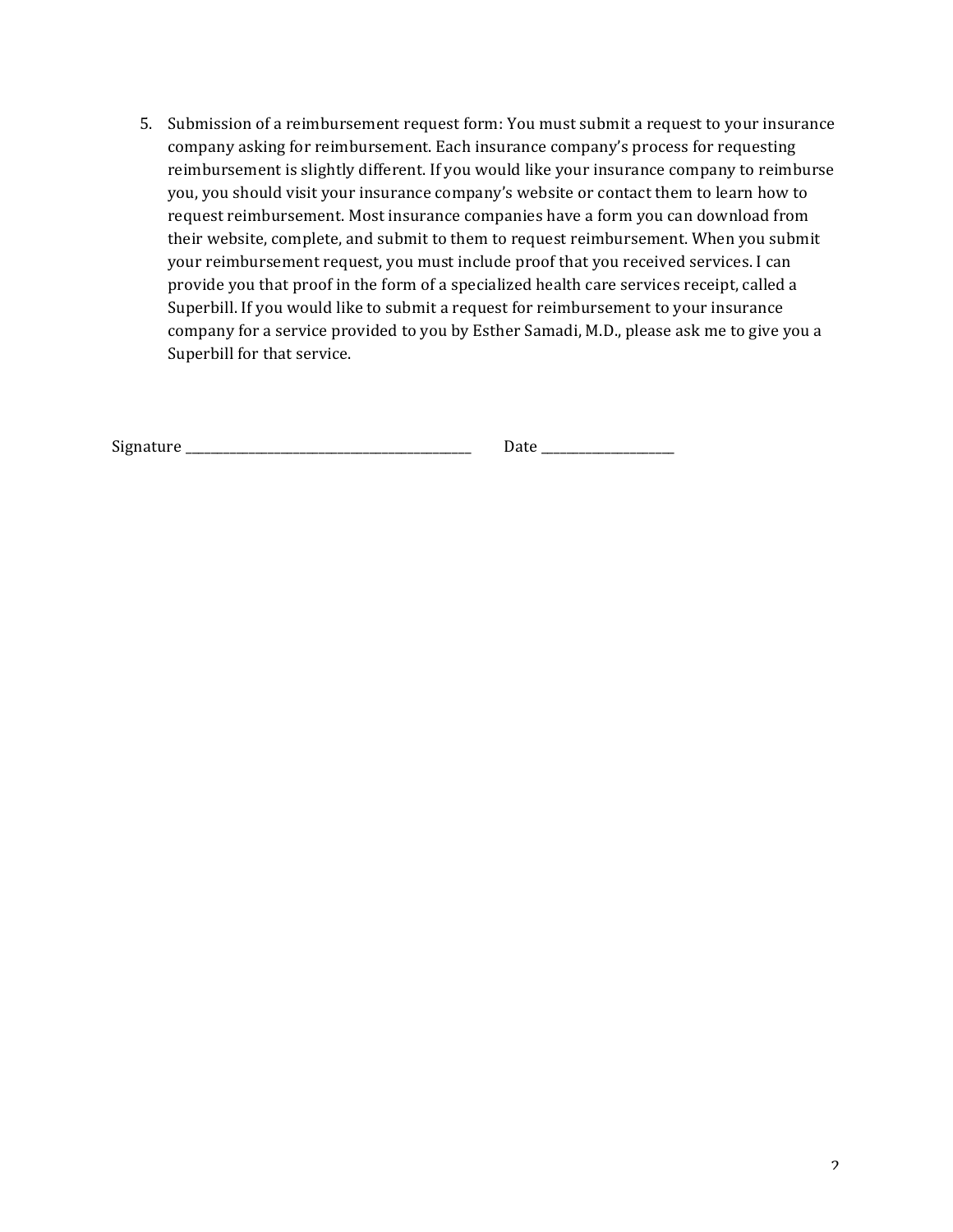5. Submission of a reimbursement request form: You must submit a request to your insurance company asking for reimbursement. Each insurance company's process for requesting reimbursement is slightly different. If you would like your insurance company to reimburse you, you should visit your insurance company's website or contact them to learn how to request reimbursement. Most insurance companies have a form you can download from their website, complete, and submit to them to request reimbursement. When you submit your reimbursement request, you must include proof that you received services. I can provide you that proof in the form of a specialized health care services receipt, called a Superbill. If you would like to submit a request for reimbursement to your insurance company for a service provided to you by Esther Samadi, M.D., please ask me to give you a Superbill for that service.

Signature ___________________________________________ Date ____________________